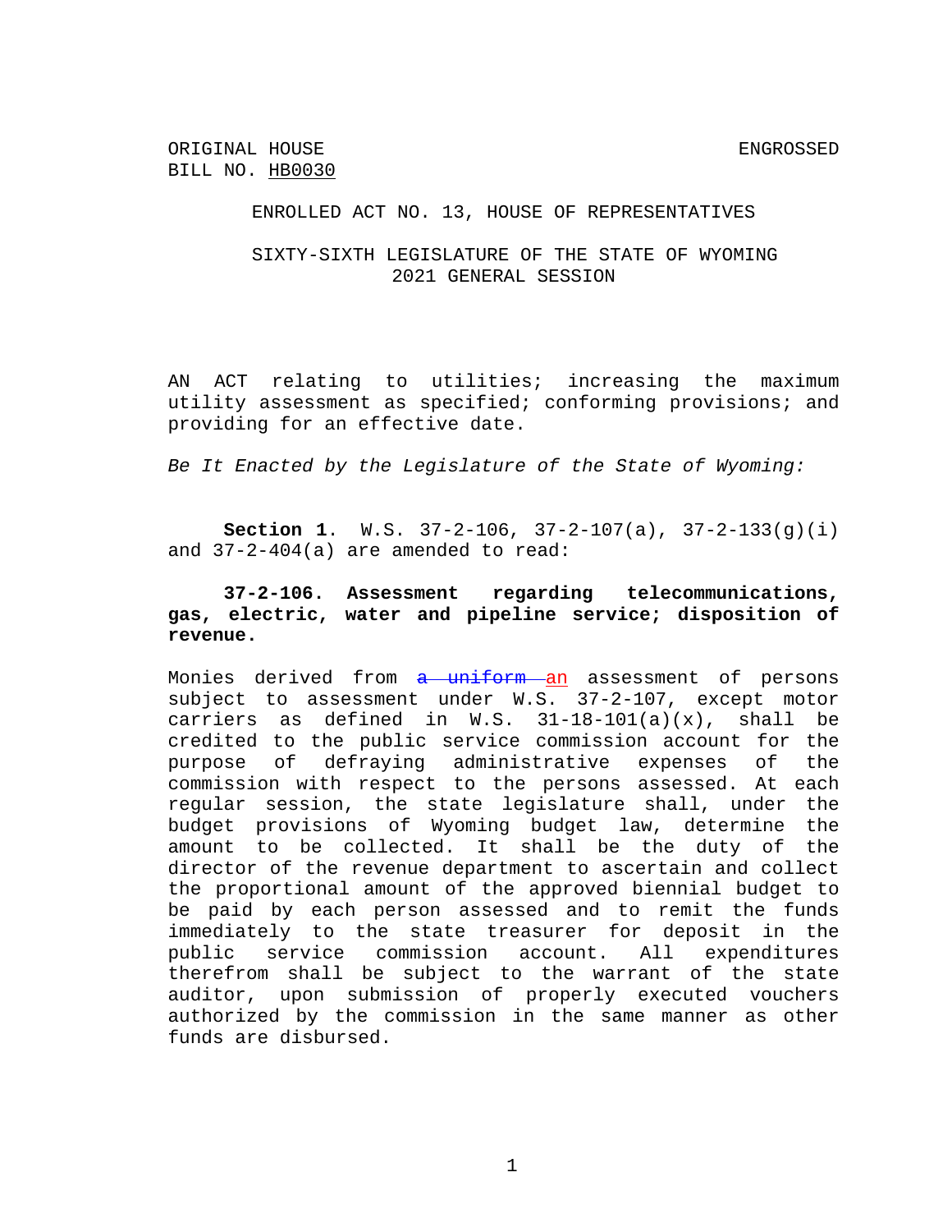ORIGINAL HOUSE BILL NO. HB0030 ENGROSSED

ENROLLED ACT NO. 13, HOUSE OF REPRESENTATIVES

SIXTY-SIXTH LEGISLATURE OF THE STATE OF WYOMING
2021 GENERAL SESSION

AN ACT relating to utilities; increasing the maximum utility assessment as specified; conforming provisions; and providing for an effective date.

*Be It Enacted by the Legislature of the State of Wyoming:*

**Section 1**. W.S. 37-2-106, 37-2-107(a), 37-2-133(g)(i) and 37-2-404(a) are amended to read:

**37-2-106. Assessment regarding telecommunications, gas, electric, water and pipeline service; disposition of revenue.**

Monies derived from ~~a uniform~~ an assessment of persons subject to assessment under W.S. 37-2-107, except motor carriers as defined in W.S. 31-18-101(a)(x), shall be credited to the public service commission account for the purpose of defraying administrative expenses of the commission with respect to the persons assessed. At each regular session, the state legislature shall, under the budget provisions of Wyoming budget law, determine the amount to be collected. It shall be the duty of the director of the revenue department to ascertain and collect the proportional amount of the approved biennial budget to be paid by each person assessed and to remit the funds immediately to the state treasurer for deposit in the public service commission account. All expenditures therefrom shall be subject to the warrant of the state auditor, upon submission of properly executed vouchers authorized by the commission in the same manner as other funds are disbursed.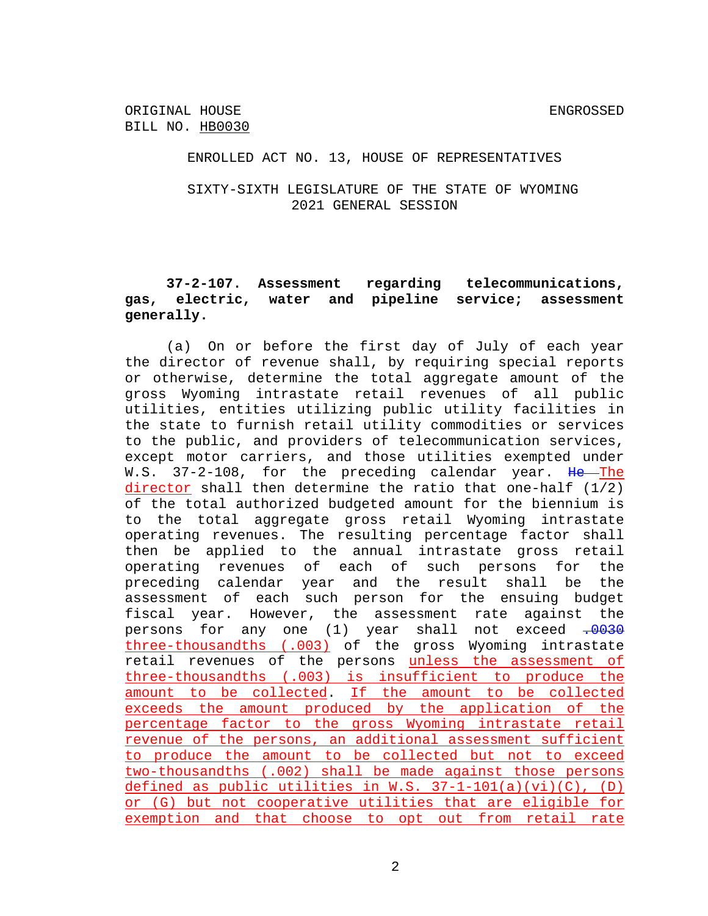ORIGINAL HOUSE BILL NO. HB0030

ENGROSSED

ENROLLED ACT NO. 13, HOUSE OF REPRESENTATIVES

SIXTY-SIXTH LEGISLATURE OF THE STATE OF WYOMING
2021 GENERAL SESSION

**37-2-107. Assessment regarding telecommunications, gas, electric, water and pipeline service; assessment generally.**

(a) On or before the first day of July of each year the director of revenue shall, by requiring special reports or otherwise, determine the total aggregate amount of the gross Wyoming intrastate retail revenues of all public utilities, entities utilizing public utility facilities in the state to furnish retail utility commodities or services to the public, and providers of telecommunication services, except motor carriers, and those utilities exempted under W.S. 37-2-108, for the preceding calendar year. ~~He~~ The director shall then determine the ratio that one-half (1/2) of the total authorized budgeted amount for the biennium is to the total aggregate gross retail Wyoming intrastate operating revenues. The resulting percentage factor shall then be applied to the annual intrastate gross retail operating revenues of each of such persons for the preceding calendar year and the result shall be the assessment of each such person for the ensuing budget fiscal year. However, the assessment rate against the persons for any one (1) year shall not exceed ~~.0030~~ three-thousandths (.003) of the gross Wyoming intrastate retail revenues of the persons unless the assessment of three-thousandths (.003) is insufficient to produce the amount to be collected. If the amount to be collected exceeds the amount produced by the application of the percentage factor to the gross Wyoming intrastate retail revenue of the persons, an additional assessment sufficient to produce the amount to be collected but not to exceed two-thousandths (.002) shall be made against those persons defined as public utilities in W.S. 37-1-101(a)(vi)(C), (D) or (G) but not cooperative utilities that are eligible for exemption and that choose to opt out from retail rate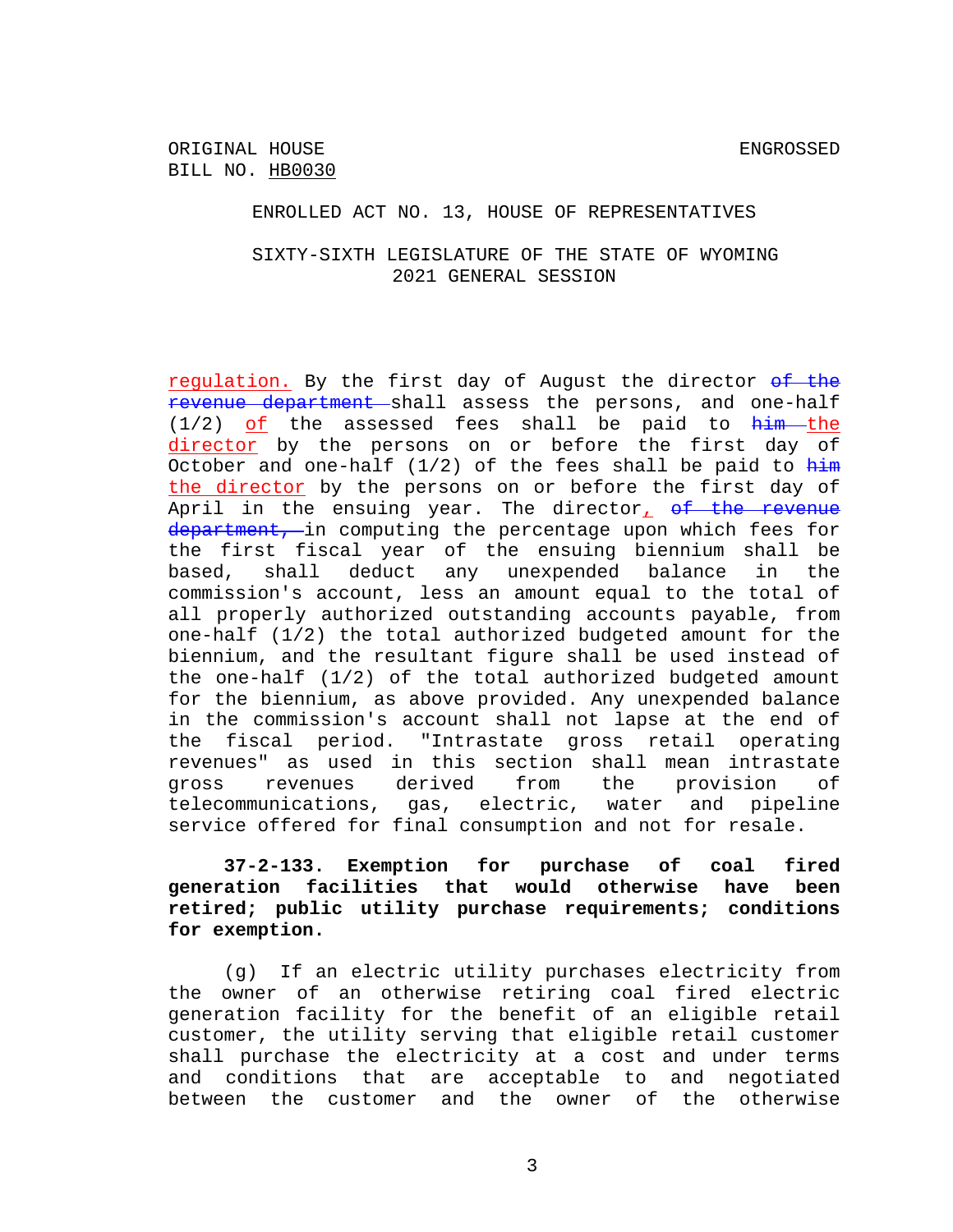<u>regulation.</u> By the first day of August the director ~~of the revenue department~~ shall assess the persons, and one-half (1/2) <u>of</u> the assessed fees shall be paid to ~~him~~ <u>the director</u> by the persons on or before the first day of October and one-half (1/2) of the fees shall be paid to ~~him~~ <u>the director</u> by the persons on or before the first day of April in the ensuing year. The director<u>,</u> ~~of the revenue department,~~ in computing the percentage upon which fees for the first fiscal year of the ensuing biennium shall be based, shall deduct any unexpended balance in the commission's account, less an amount equal to the total of all properly authorized outstanding accounts payable, from one-half (1/2) the total authorized budgeted amount for the biennium, and the resultant figure shall be used instead of the one-half (1/2) of the total authorized budgeted amount for the biennium, as above provided. Any unexpended balance in the commission's account shall not lapse at the end of the fiscal period. "Intrastate gross retail operating revenues" as used in this section shall mean intrastate gross revenues derived from the provision of telecommunications, gas, electric, water and pipeline service offered for final consumption and not for resale.

**37-2-133. Exemption for purchase of coal fired generation facilities that would otherwise have been retired; public utility purchase requirements; conditions for exemption.**

(g) If an electric utility purchases electricity from the owner of an otherwise retiring coal fired electric generation facility for the benefit of an eligible retail customer, the utility serving that eligible retail customer shall purchase the electricity at a cost and under terms and conditions that are acceptable to and negotiated between the customer and the owner of the otherwise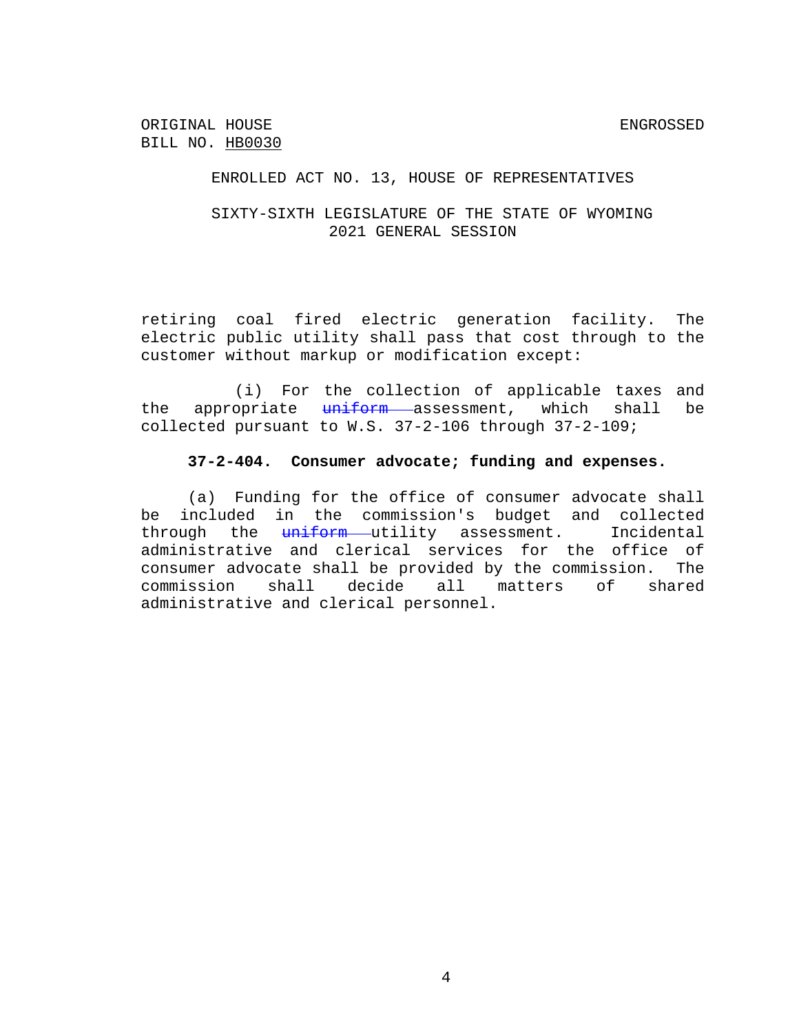retiring coal fired electric generation facility. The electric public utility shall pass that cost through to the customer without markup or modification except:

(i) For the collection of applicable taxes and the appropriate ~~uniform~~ assessment, which shall be collected pursuant to W.S. 37-2-106 through 37-2-109;

**37-2-404. Consumer advocate; funding and expenses.**

(a) Funding for the office of consumer advocate shall be included in the commission's budget and collected through the ~~uniform~~ utility assessment. Incidental administrative and clerical services for the office of consumer advocate shall be provided by the commission. The commission shall decide all matters of shared administrative and clerical personnel.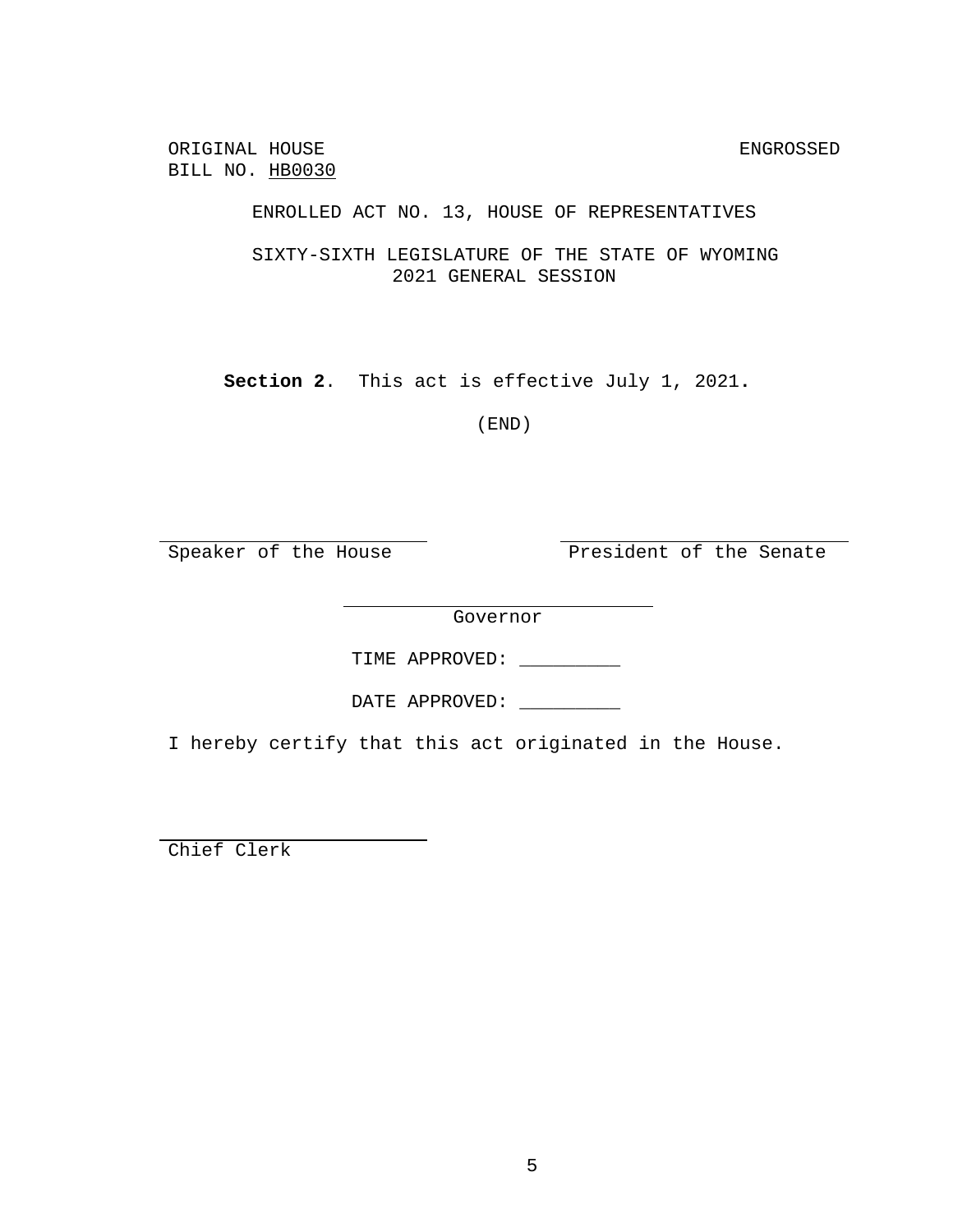ORIGINAL HOUSE
BILL NO. HB0030

ENGROSSED

ENROLLED ACT NO. 13, HOUSE OF REPRESENTATIVES

SIXTY-SIXTH LEGISLATURE OF THE STATE OF WYOMING
2021 GENERAL SESSION

**Section 2**. This act is effective July 1, 2021.

(END)

Speaker of the House

President of the Senate

Governor

TIME APPROVED: _________

DATE APPROVED: _________

I hereby certify that this act originated in the House.

Chief Clerk